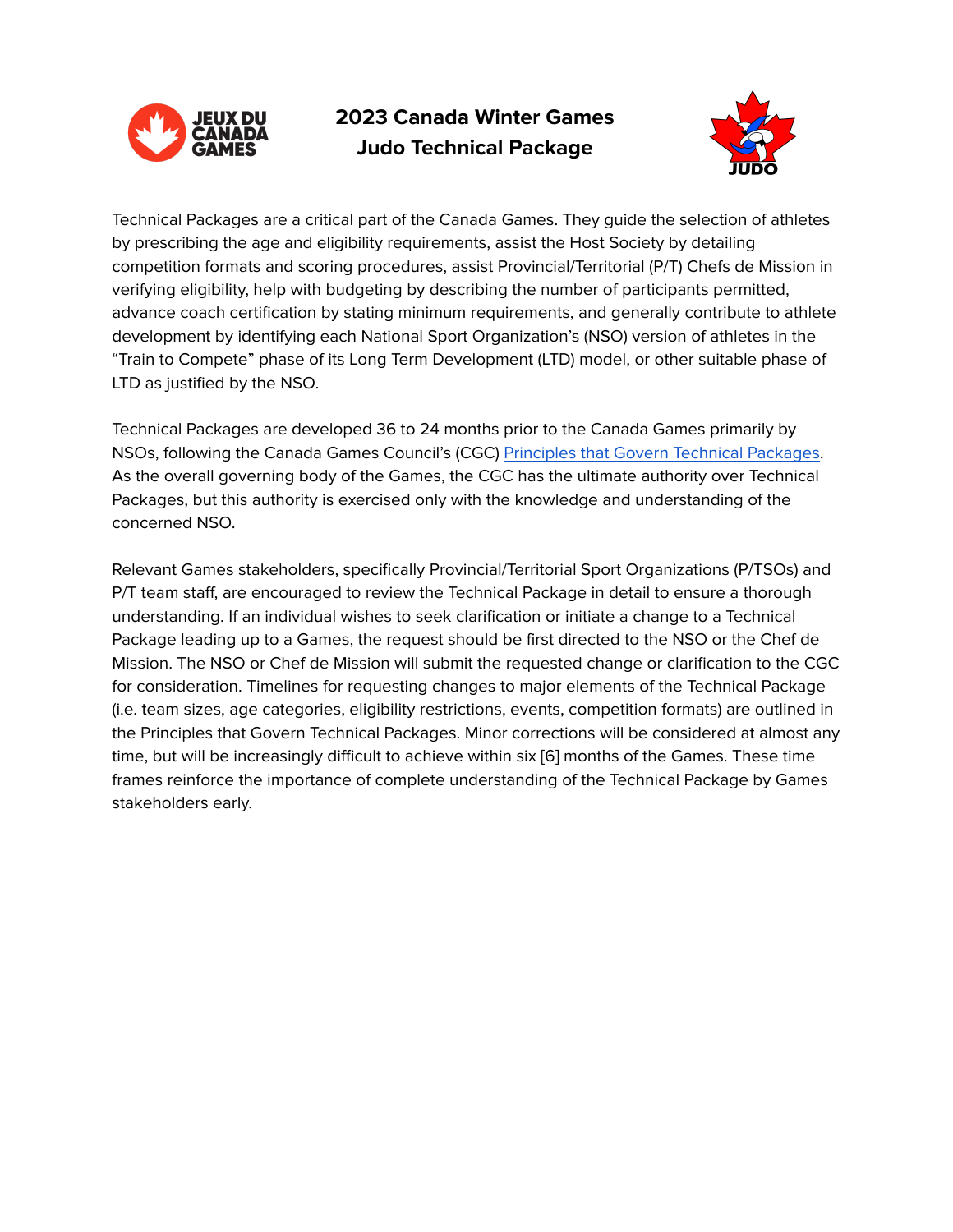# 2023 Canada Winter Games
# Judo Technical Package

Technical Packages are a critical part of the Canada Games. They guide the selection of athletes by prescribing the age and eligibility requirements, assist the Host Society by detailing competition formats and scoring procedures, assist Provincial/Territorial (P/T) Chefs de Mission in verifying eligibility, help with budgeting by describing the number of participants permitted, advance coach certification by stating minimum requirements, and generally contribute to athlete development by identifying each National Sport Organization's (NSO) version of athletes in the "Train to Compete" phase of its Long Term Development (LTD) model, or other suitable phase of LTD as justified by the NSO.

Technical Packages are developed 36 to 24 months prior to the Canada Games primarily by NSOs, following the Canada Games Council's (CGC) Principles that Govern Technical Packages. As the overall governing body of the Games, the CGC has the ultimate authority over Technical Packages, but this authority is exercised only with the knowledge and understanding of the concerned NSO.

Relevant Games stakeholders, specifically Provincial/Territorial Sport Organizations (P/TSOs) and P/T team staff, are encouraged to review the Technical Package in detail to ensure a thorough understanding. If an individual wishes to seek clarification or initiate a change to a Technical Package leading up to a Games, the request should be first directed to the NSO or the Chef de Mission. The NSO or Chef de Mission will submit the requested change or clarification to the CGC for consideration. Timelines for requesting changes to major elements of the Technical Package (i.e. team sizes, age categories, eligibility restrictions, events, competition formats) are outlined in the Principles that Govern Technical Packages. Minor corrections will be considered at almost any time, but will be increasingly difficult to achieve within six [6] months of the Games. These time frames reinforce the importance of complete understanding of the Technical Package by Games stakeholders early.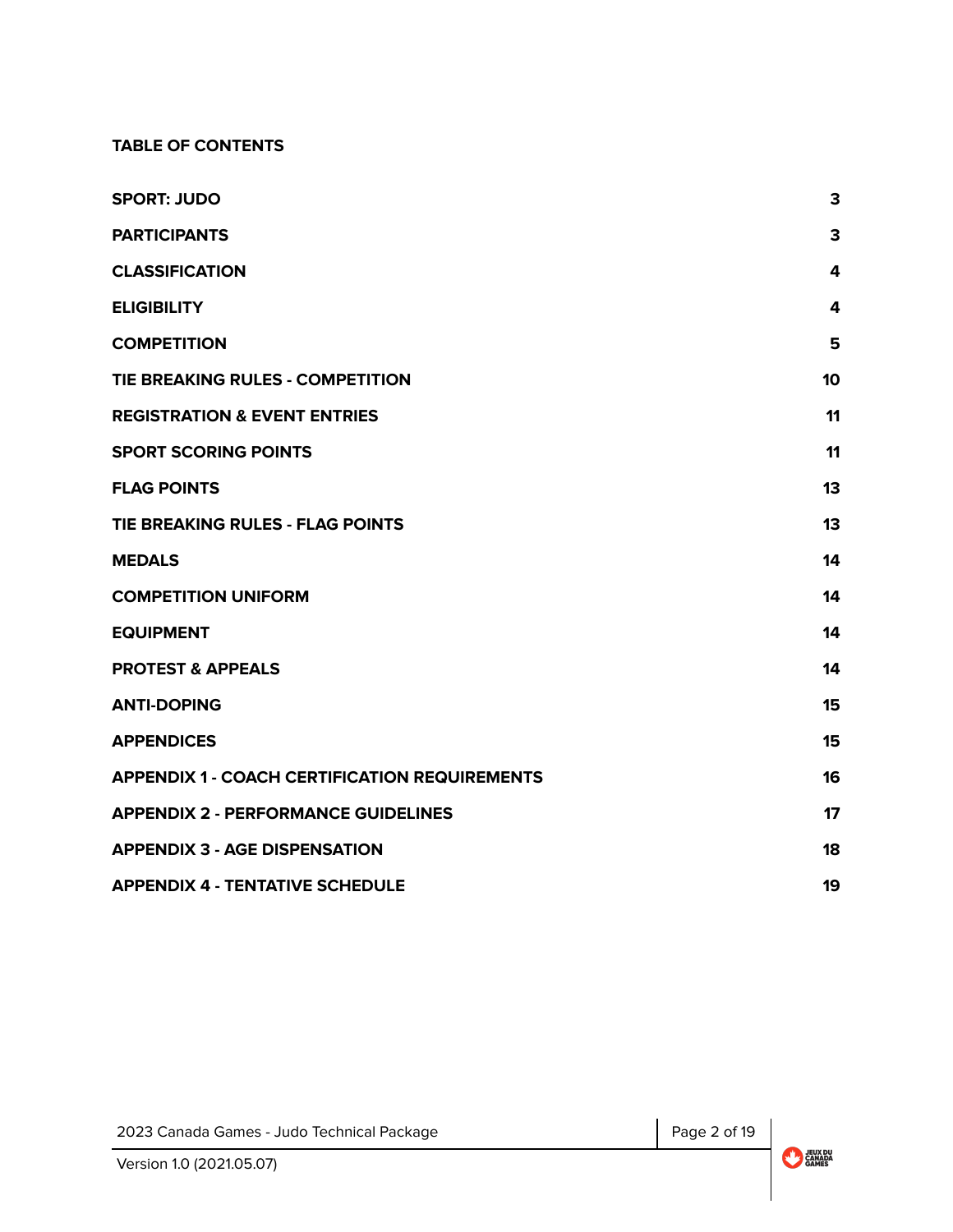**TABLE OF CONTENTS**

| | |
|---|---|
| **SPORT: JUDO** | **3** |
| **PARTICIPANTS** | **3** |
| **CLASSIFICATION** | **4** |
| **ELIGIBILITY** | **4** |
| **COMPETITION** | **5** |
| **TIE BREAKING RULES - COMPETITION** | **10** |
| **REGISTRATION & EVENT ENTRIES** | **11** |
| **SPORT SCORING POINTS** | **11** |
| **FLAG POINTS** | **13** |
| **TIE BREAKING RULES - FLAG POINTS** | **13** |
| **MEDALS** | **14** |
| **COMPETITION UNIFORM** | **14** |
| **EQUIPMENT** | **14** |
| **PROTEST & APPEALS** | **14** |
| **ANTI-DOPING** | **15** |
| **APPENDICES** | **15** |
| **APPENDIX 1 - COACH CERTIFICATION REQUIREMENTS** | **16** |
| **APPENDIX 2 - PERFORMANCE GUIDELINES** | **17** |
| **APPENDIX 3 - AGE DISPENSATION** | **18** |
| **APPENDIX 4 - TENTATIVE SCHEDULE** | **19** |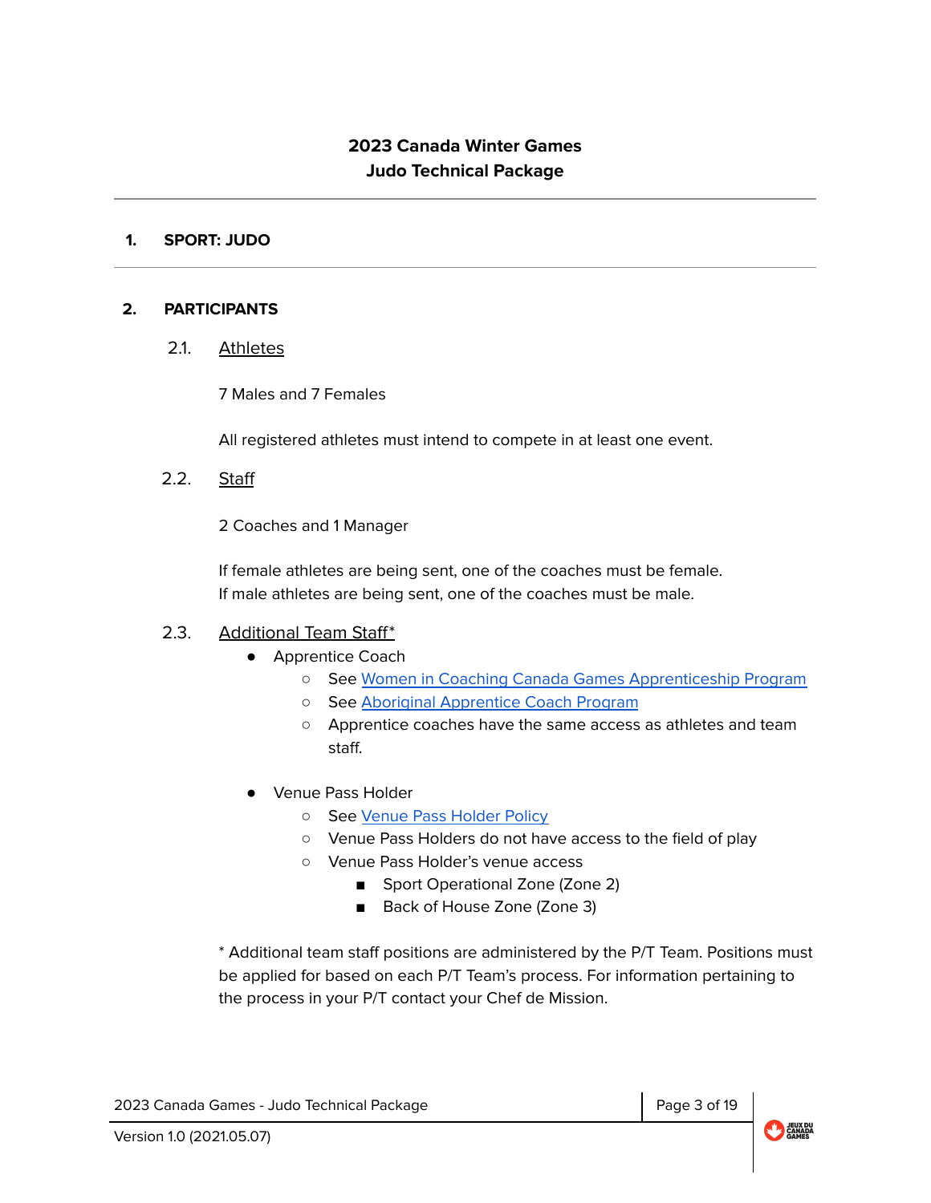**2023 Canada Winter Games**
**Judo Technical Package**

---

## 1. SPORT: JUDO

---

## 2. PARTICIPANTS

### 2.1. Athletes

7 Males and 7 Females

All registered athletes must intend to compete in at least one event.

### 2.2. Staff

2 Coaches and 1 Manager

If female athletes are being sent, one of the coaches must be female.
If male athletes are being sent, one of the coaches must be male.

### 2.3. Additional Team Staff*

- Apprentice Coach
  - See Women in Coaching Canada Games Apprenticeship Program
  - See Aboriginal Apprentice Coach Program
  - Apprentice coaches have the same access as athletes and team staff.

- Venue Pass Holder
  - See Venue Pass Holder Policy
  - Venue Pass Holders do not have access to the field of play
  - Venue Pass Holder's venue access
    - Sport Operational Zone (Zone 2)
    - Back of House Zone (Zone 3)

* Additional team staff positions are administered by the P/T Team. Positions must be applied for based on each P/T Team's process. For information pertaining to the process in your P/T contact your Chef de Mission.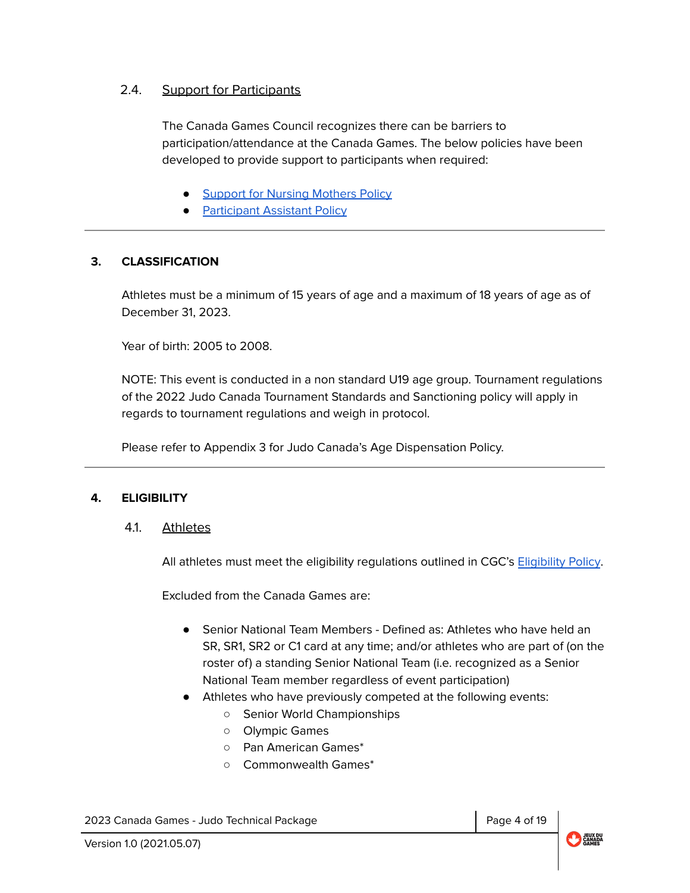### 2.4. Support for Participants

The Canada Games Council recognizes there can be barriers to participation/attendance at the Canada Games. The below policies have been developed to provide support to participants when required:

- Support for Nursing Mothers Policy
- Participant Assistant Policy

---

## 3. CLASSIFICATION

Athletes must be a minimum of 15 years of age and a maximum of 18 years of age as of December 31, 2023.

Year of birth: 2005 to 2008.

NOTE: This event is conducted in a non standard U19 age group. Tournament regulations of the 2022 Judo Canada Tournament Standards and Sanctioning policy will apply in regards to tournament regulations and weigh in protocol.

Please refer to Appendix 3 for Judo Canada's Age Dispensation Policy.

---

## 4. ELIGIBILITY

### 4.1. Athletes

All athletes must meet the eligibility regulations outlined in CGC's Eligibility Policy.

Excluded from the Canada Games are:

- Senior National Team Members - Defined as: Athletes who have held an SR, SR1, SR2 or C1 card at any time; and/or athletes who are part of (on the roster of) a standing Senior National Team (i.e. recognized as a Senior National Team member regardless of event participation)
- Athletes who have previously competed at the following events:
  - Senior World Championships
  - Olympic Games
  - Pan American Games*
  - Commonwealth Games*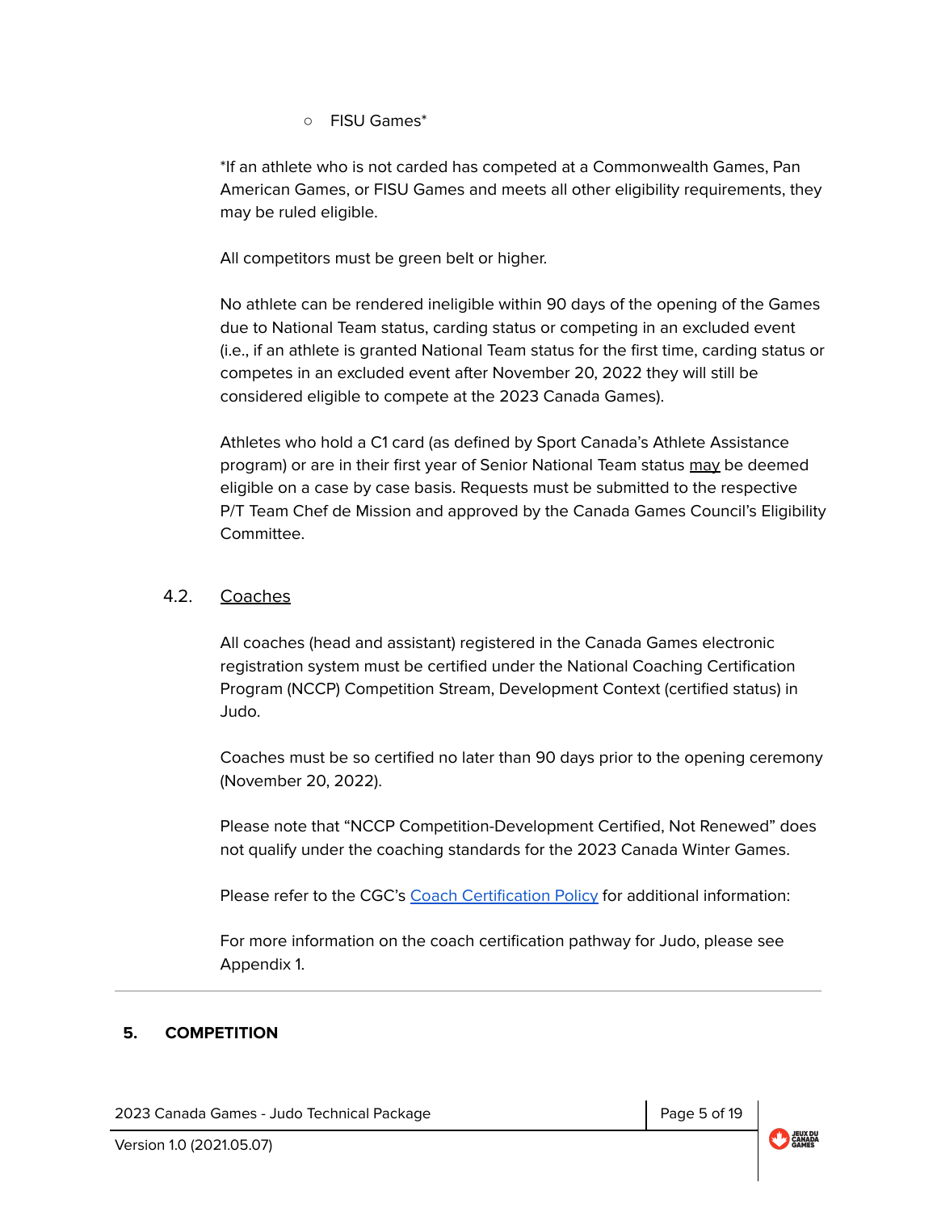- FISU Games*

*If an athlete who is not carded has competed at a Commonwealth Games, Pan American Games, or FISU Games and meets all other eligibility requirements, they may be ruled eligible.

All competitors must be green belt or higher.

No athlete can be rendered ineligible within 90 days of the opening of the Games due to National Team status, carding status or competing in an excluded event (i.e., if an athlete is granted National Team status for the first time, carding status or competes in an excluded event after November 20, 2022 they will still be considered eligible to compete at the 2023 Canada Games).

Athletes who hold a C1 card (as defined by Sport Canada's Athlete Assistance program) or are in their first year of Senior National Team status <u>may</u> be deemed eligible on a case by case basis. Requests must be submitted to the respective P/T Team Chef de Mission and approved by the Canada Games Council's Eligibility Committee.

### 4.2. <u>Coaches</u>

All coaches (head and assistant) registered in the Canada Games electronic registration system must be certified under the National Coaching Certification Program (NCCP) Competition Stream, Development Context (certified status) in Judo.

Coaches must be so certified no later than 90 days prior to the opening ceremony (November 20, 2022).

Please note that "NCCP Competition-Development Certified, Not Renewed" does not qualify under the coaching standards for the 2023 Canada Winter Games.

Please refer to the CGC's [Coach Certification Policy]() for additional information:

For more information on the coach certification pathway for Judo, please see Appendix 1.

---

## 5. COMPETITION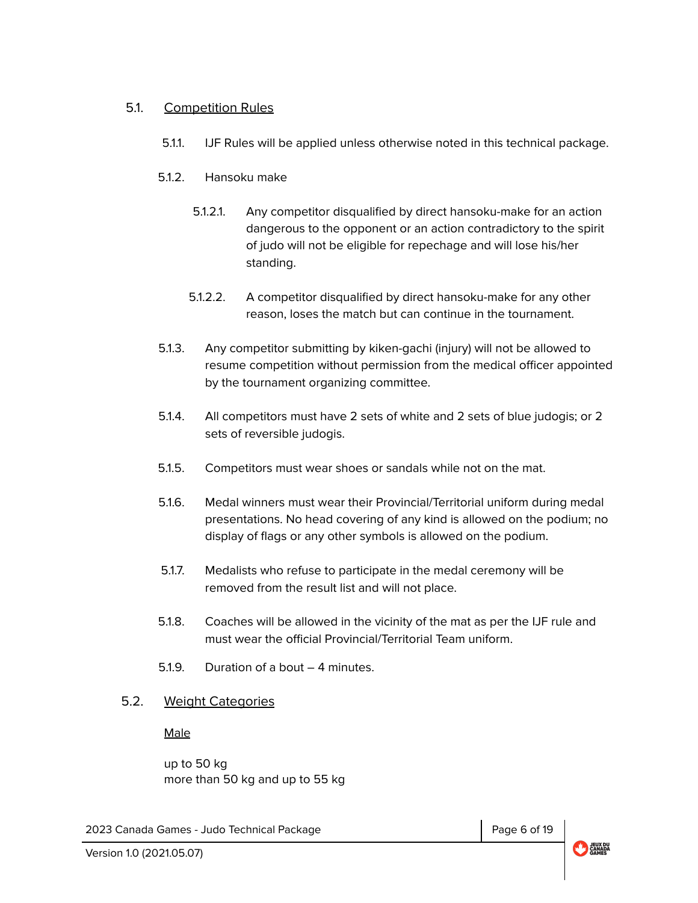### 5.1. Competition Rules

5.1.1. IJF Rules will be applied unless otherwise noted in this technical package.

5.1.2. Hansoku make

5.1.2.1. Any competitor disqualified by direct hansoku-make for an action dangerous to the opponent or an action contradictory to the spirit of judo will not be eligible for repechage and will lose his/her standing.

5.1.2.2. A competitor disqualified by direct hansoku-make for any other reason, loses the match but can continue in the tournament.

5.1.3. Any competitor submitting by kiken-gachi (injury) will not be allowed to resume competition without permission from the medical officer appointed by the tournament organizing committee.

5.1.4. All competitors must have 2 sets of white and 2 sets of blue judogis; or 2 sets of reversible judogis.

5.1.5. Competitors must wear shoes or sandals while not on the mat.

5.1.6. Medal winners must wear their Provincial/Territorial uniform during medal presentations. No head covering of any kind is allowed on the podium; no display of flags or any other symbols is allowed on the podium.

5.1.7. Medalists who refuse to participate in the medal ceremony will be removed from the result list and will not place.

5.1.8. Coaches will be allowed in the vicinity of the mat as per the IJF rule and must wear the official Provincial/Territorial Team uniform.

5.1.9. Duration of a bout – 4 minutes.

### 5.2. Weight Categories

Male

up to 50 kg
more than 50 kg and up to 55 kg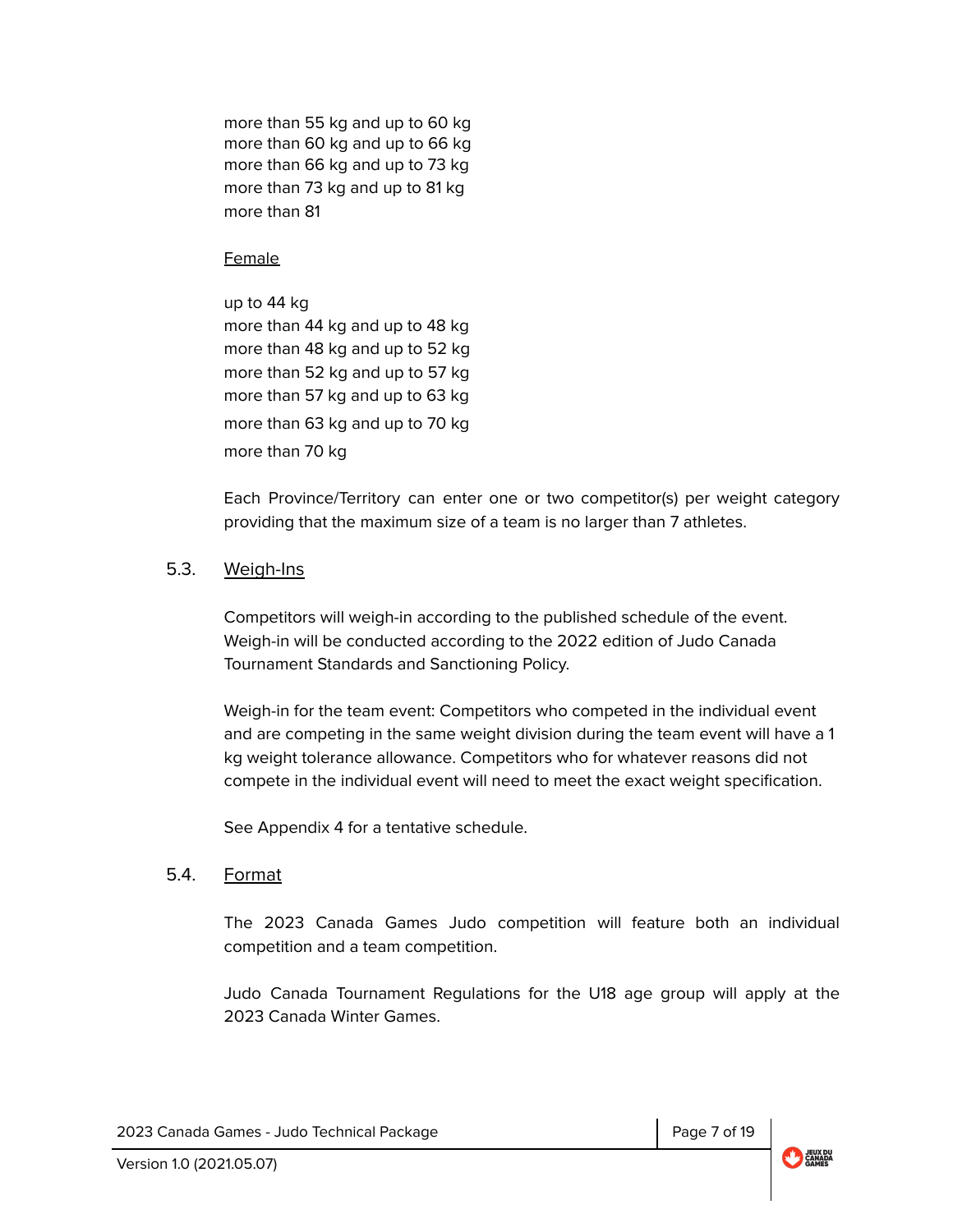more than 55 kg and up to 60 kg
more than 60 kg and up to 66 kg
more than 66 kg and up to 73 kg
more than 73 kg and up to 81 kg
more than 81

Female

up to 44 kg
more than 44 kg and up to 48 kg
more than 48 kg and up to 52 kg
more than 52 kg and up to 57 kg
more than 57 kg and up to 63 kg
more than 63 kg and up to 70 kg
more than 70 kg

Each Province/Territory can enter one or two competitor(s) per weight category providing that the maximum size of a team is no larger than 7 athletes.

### 5.3. Weigh-Ins

Competitors will weigh-in according to the published schedule of the event. Weigh-in will be conducted according to the 2022 edition of Judo Canada Tournament Standards and Sanctioning Policy.

Weigh-in for the team event: Competitors who competed in the individual event and are competing in the same weight division during the team event will have a 1 kg weight tolerance allowance. Competitors who for whatever reasons did not compete in the individual event will need to meet the exact weight specification.

See Appendix 4 for a tentative schedule.

### 5.4. Format

The 2023 Canada Games Judo competition will feature both an individual competition and a team competition.

Judo Canada Tournament Regulations for the U18 age group will apply at the 2023 Canada Winter Games.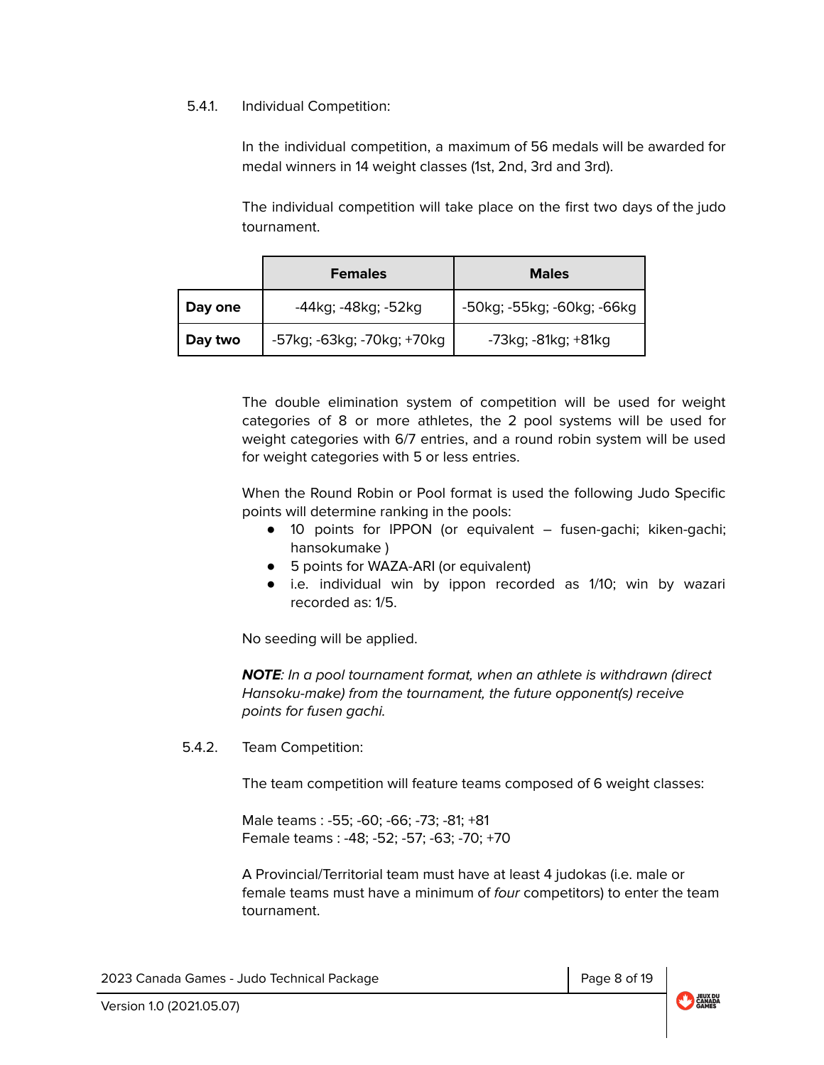#### 5.4.1. Individual Competition:

In the individual competition, a maximum of 56 medals will be awarded for medal winners in 14 weight classes (1st, 2nd, 3rd and 3rd).

The individual competition will take place on the first two days of the judo tournament.

| | Females | Males |
|---|---|---|
| **Day one** | -44kg; -48kg; -52kg | -50kg; -55kg; -60kg; -66kg |
| **Day two** | -57kg; -63kg; -70kg; +70kg | -73kg; -81kg; +81kg |

The double elimination system of competition will be used for weight categories of 8 or more athletes, the 2 pool systems will be used for weight categories with 6/7 entries, and a round robin system will be used for weight categories with 5 or less entries.

When the Round Robin or Pool format is used the following Judo Specific points will determine ranking in the pools:

- 10 points for IPPON (or equivalent – fusen-gachi; kiken-gachi; hansokumake )
- 5 points for WAZA-ARI (or equivalent)
- i.e. individual win by ippon recorded as 1/10; win by wazari recorded as: 1/5.

No seeding will be applied.

***NOTE****: In a pool tournament format, when an athlete is withdrawn (direct Hansoku-make) from the tournament, the future opponent(s) receive points for fusen gachi.*

#### 5.4.2. Team Competition:

The team competition will feature teams composed of 6 weight classes:

Male teams : -55; -60; -66; -73; -81; +81
Female teams : -48; -52; -57; -63; -70; +70

A Provincial/Territorial team must have at least 4 judokas (i.e. male or female teams must have a minimum of *four* competitors) to enter the team tournament.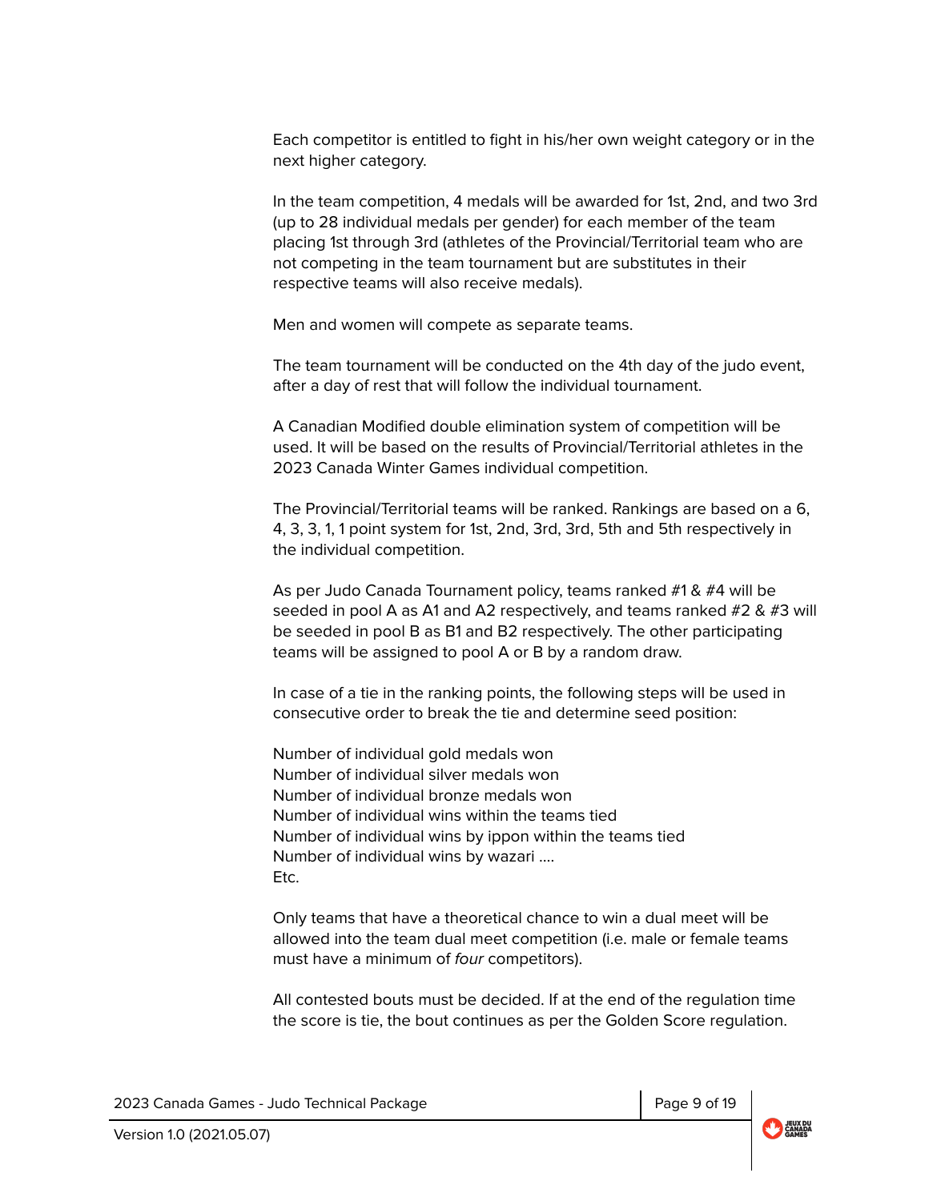Each competitor is entitled to fight in his/her own weight category or in the next higher category.

In the team competition, 4 medals will be awarded for 1st, 2nd, and two 3rd (up to 28 individual medals per gender) for each member of the team placing 1st through 3rd (athletes of the Provincial/Territorial team who are not competing in the team tournament but are substitutes in their respective teams will also receive medals).

Men and women will compete as separate teams.

The team tournament will be conducted on the 4th day of the judo event, after a day of rest that will follow the individual tournament.

A Canadian Modified double elimination system of competition will be used. It will be based on the results of Provincial/Territorial athletes in the 2023 Canada Winter Games individual competition.

The Provincial/Territorial teams will be ranked. Rankings are based on a 6, 4, 3, 3, 1, 1 point system for 1st, 2nd, 3rd, 3rd, 5th and 5th respectively in the individual competition.

As per Judo Canada Tournament policy, teams ranked #1 & #4 will be seeded in pool A as A1 and A2 respectively, and teams ranked #2 & #3 will be seeded in pool B as B1 and B2 respectively. The other participating teams will be assigned to pool A or B by a random draw.

In case of a tie in the ranking points, the following steps will be used in consecutive order to break the tie and determine seed position:

Number of individual gold medals won
Number of individual silver medals won
Number of individual bronze medals won
Number of individual wins within the teams tied
Number of individual wins by ippon within the teams tied
Number of individual wins by wazari ….
Etc.

Only teams that have a theoretical chance to win a dual meet will be allowed into the team dual meet competition (i.e. male or female teams must have a minimum of *four* competitors).

All contested bouts must be decided. If at the end of the regulation time the score is tie, the bout continues as per the Golden Score regulation.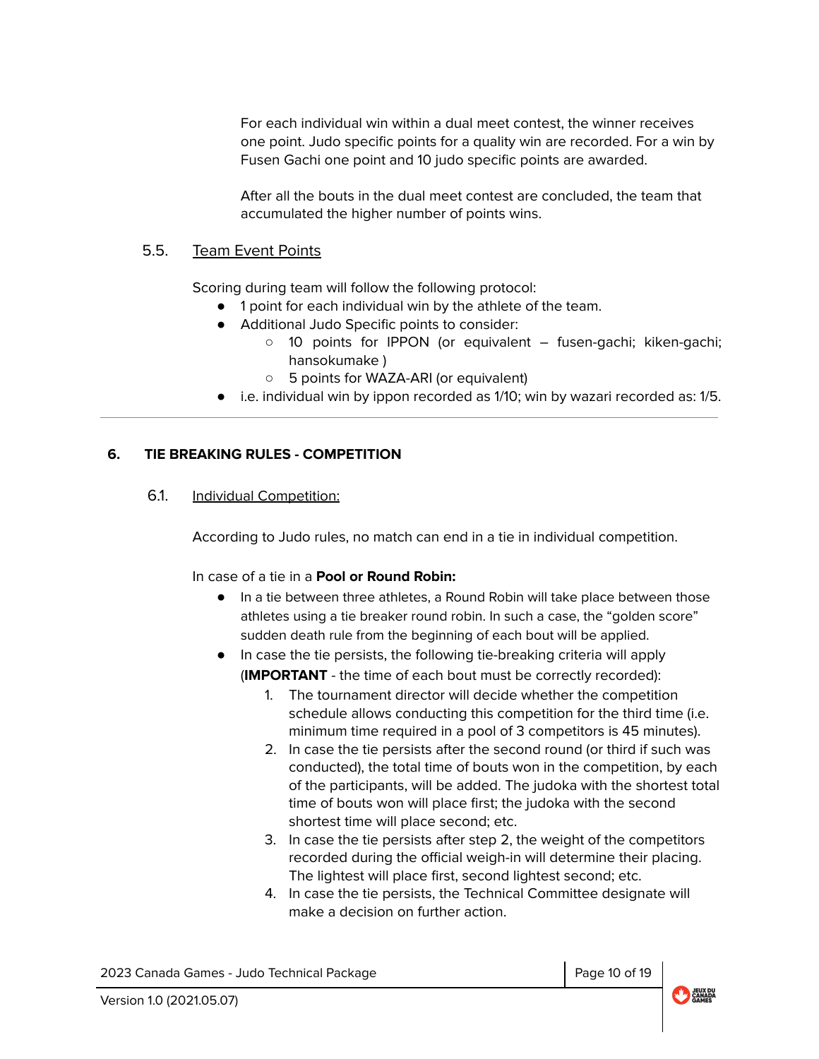For each individual win within a dual meet contest, the winner receives one point. Judo specific points for a quality win are recorded. For a win by Fusen Gachi one point and 10 judo specific points are awarded.

After all the bouts in the dual meet contest are concluded, the team that accumulated the higher number of points wins.

### 5.5. Team Event Points

Scoring during team will follow the following protocol:

- 1 point for each individual win by the athlete of the team.
- Additional Judo Specific points to consider:
  - 10 points for IPPON (or equivalent – fusen-gachi; kiken-gachi; hansokumake )
  - 5 points for WAZA-ARI (or equivalent)
- i.e. individual win by ippon recorded as 1/10; win by wazari recorded as: 1/5.

---

## 6. TIE BREAKING RULES - COMPETITION

### 6.1. Individual Competition:

According to Judo rules, no match can end in a tie in individual competition.

In case of a tie in a **Pool or Round Robin:**

- In a tie between three athletes, a Round Robin will take place between those athletes using a tie breaker round robin. In such a case, the "golden score" sudden death rule from the beginning of each bout will be applied.
- In case the tie persists, the following tie-breaking criteria will apply (**IMPORTANT** - the time of each bout must be correctly recorded):
  1. The tournament director will decide whether the competition schedule allows conducting this competition for the third time (i.e. minimum time required in a pool of 3 competitors is 45 minutes).
  2. In case the tie persists after the second round (or third if such was conducted), the total time of bouts won in the competition, by each of the participants, will be added. The judoka with the shortest total time of bouts won will place first; the judoka with the second shortest time will place second; etc.
  3. In case the tie persists after step 2, the weight of the competitors recorded during the official weigh-in will determine their placing. The lightest will place first, second lightest second; etc.
  4. In case the tie persists, the Technical Committee designate will make a decision on further action.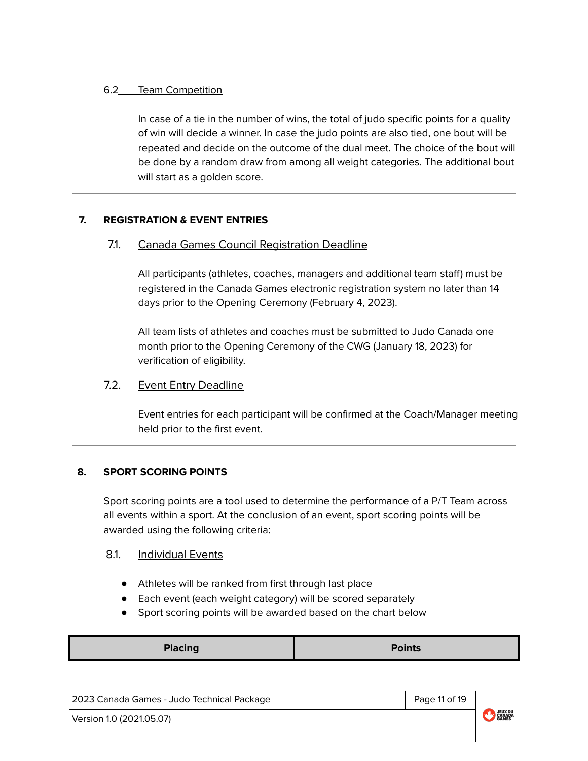### 6.2 Team Competition

In case of a tie in the number of wins, the total of judo specific points for a quality of win will decide a winner. In case the judo points are also tied, one bout will be repeated and decide on the outcome of the dual meet. The choice of the bout will be done by a random draw from among all weight categories. The additional bout will start as a golden score.

---

## 7. REGISTRATION & EVENT ENTRIES

### 7.1. Canada Games Council Registration Deadline

All participants (athletes, coaches, managers and additional team staff) must be registered in the Canada Games electronic registration system no later than 14 days prior to the Opening Ceremony (February 4, 2023).

All team lists of athletes and coaches must be submitted to Judo Canada one month prior to the Opening Ceremony of the CWG (January 18, 2023) for verification of eligibility.

### 7.2. Event Entry Deadline

Event entries for each participant will be confirmed at the Coach/Manager meeting held prior to the first event.

---

## 8. SPORT SCORING POINTS

Sport scoring points are a tool used to determine the performance of a P/T Team across all events within a sport. At the conclusion of an event, sport scoring points will be awarded using the following criteria:

### 8.1. Individual Events

- Athletes will be ranked from first through last place
- Each event (each weight category) will be scored separately
- Sport scoring points will be awarded based on the chart below

| Placing | Points |
|---|---|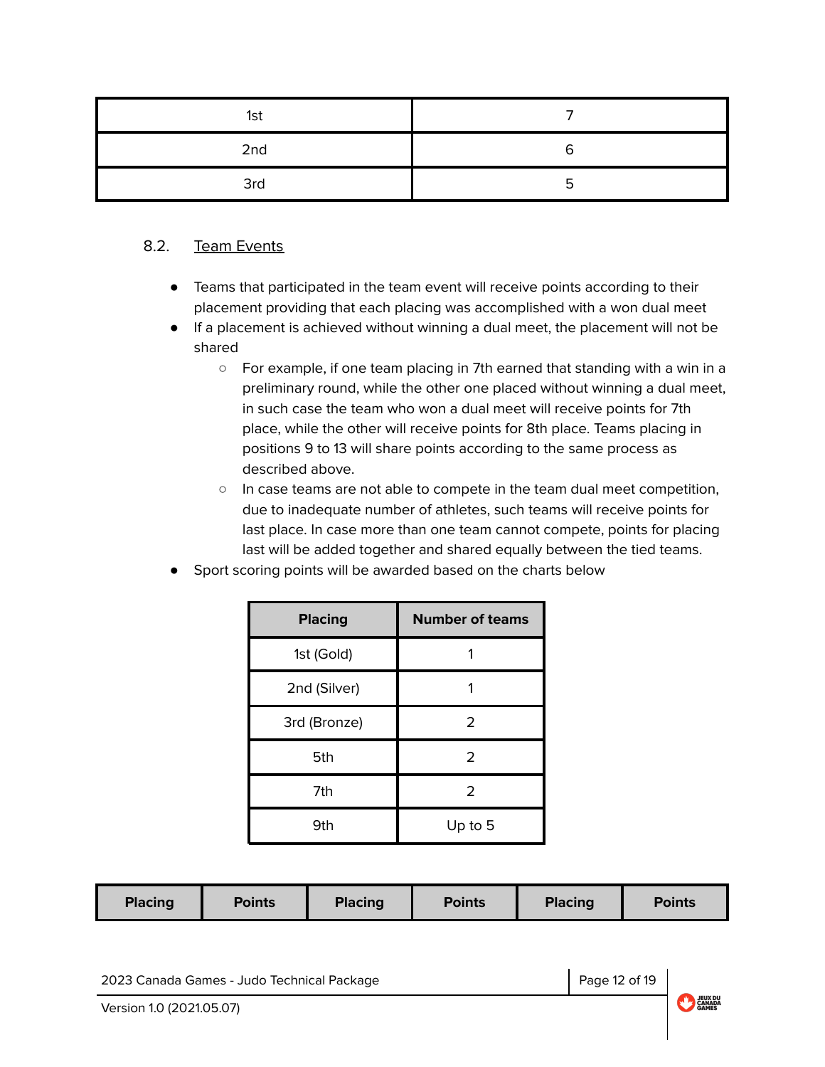| 1st | 7 |
|---|---|
| 2nd | 6 |
| 3rd | 5 |

### 8.2. Team Events

- Teams that participated in the team event will receive points according to their placement providing that each placing was accomplished with a won dual meet
- If a placement is achieved without winning a dual meet, the placement will not be shared
  - For example, if one team placing in 7th earned that standing with a win in a preliminary round, while the other one placed without winning a dual meet, in such case the team who won a dual meet will receive points for 7th place, while the other will receive points for 8th place. Teams placing in positions 9 to 13 will share points according to the same process as described above.
  - In case teams are not able to compete in the team dual meet competition, due to inadequate number of athletes, such teams will receive points for last place. In case more than one team cannot compete, points for placing last will be added together and shared equally between the tied teams.
- Sport scoring points will be awarded based on the charts below

| Placing | Number of teams |
|---|---|
| 1st (Gold) | 1 |
| 2nd (Silver) | 1 |
| 3rd (Bronze) | 2 |
| 5th | 2 |
| 7th | 2 |
| 9th | Up to 5 |

| Placing | Points | Placing | Points | Placing | Points |
|---|---|---|---|---|---|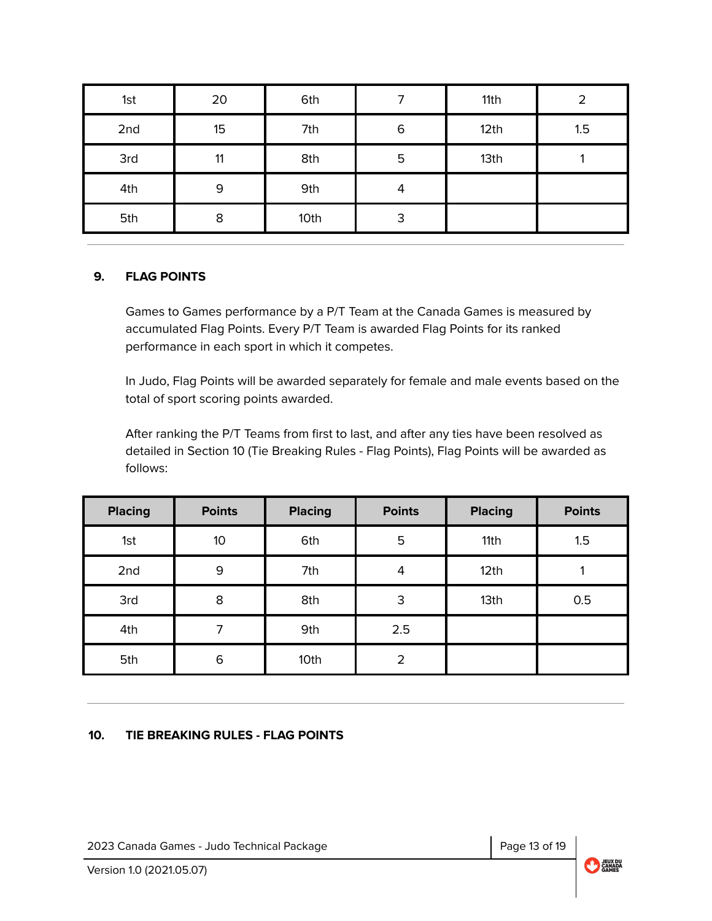| 1st | 20 | 6th | 7 | 11th | 2 |
|---|---|---|---|---|---|
| 2nd | 15 | 7th | 6 | 12th | 1.5 |
| 3rd | 11 | 8th | 5 | 13th | 1 |
| 4th | 9 | 9th | 4 | | |
| 5th | 8 | 10th | 3 | | |

## 9. FLAG POINTS

Games to Games performance by a P/T Team at the Canada Games is measured by accumulated Flag Points. Every P/T Team is awarded Flag Points for its ranked performance in each sport in which it competes.

In Judo, Flag Points will be awarded separately for female and male events based on the total of sport scoring points awarded.

After ranking the P/T Teams from first to last, and after any ties have been resolved as detailed in Section 10 (Tie Breaking Rules - Flag Points), Flag Points will be awarded as follows:

| Placing | Points | Placing | Points | Placing | Points |
|---|---|---|---|---|---|
| 1st | 10 | 6th | 5 | 11th | 1.5 |
| 2nd | 9 | 7th | 4 | 12th | 1 |
| 3rd | 8 | 8th | 3 | 13th | 0.5 |
| 4th | 7 | 9th | 2.5 | | |
| 5th | 6 | 10th | 2 | | |

## 10. TIE BREAKING RULES - FLAG POINTS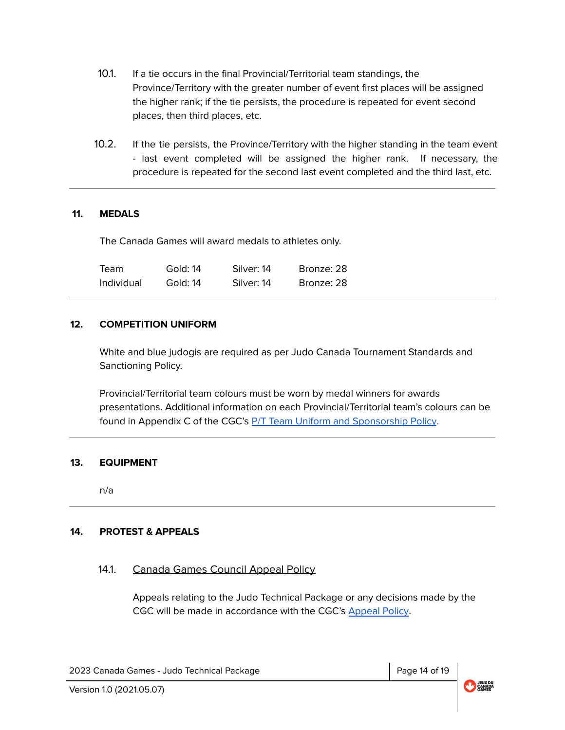10.1. If a tie occurs in the final Provincial/Territorial team standings, the Province/Territory with the greater number of event first places will be assigned the higher rank; if the tie persists, the procedure is repeated for event second places, then third places, etc.

10.2. If the tie persists, the Province/Territory with the higher standing in the team event - last event completed will be assigned the higher rank. If necessary, the procedure is repeated for the second last event completed and the third last, etc.

## 11. MEDALS

The Canada Games will award medals to athletes only.

| | | | |
|---|---|---|---|
| Team | Gold: 14 | Silver: 14 | Bronze: 28 |
| Individual | Gold: 14 | Silver: 14 | Bronze: 28 |

## 12. COMPETITION UNIFORM

White and blue judogis are required as per Judo Canada Tournament Standards and Sanctioning Policy.

Provincial/Territorial team colours must be worn by medal winners for awards presentations. Additional information on each Provincial/Territorial team's colours can be found in Appendix C of the CGC's P/T Team Uniform and Sponsorship Policy.

## 13. EQUIPMENT

n/a

## 14. PROTEST & APPEALS

### 14.1. Canada Games Council Appeal Policy

Appeals relating to the Judo Technical Package or any decisions made by the CGC will be made in accordance with the CGC's Appeal Policy.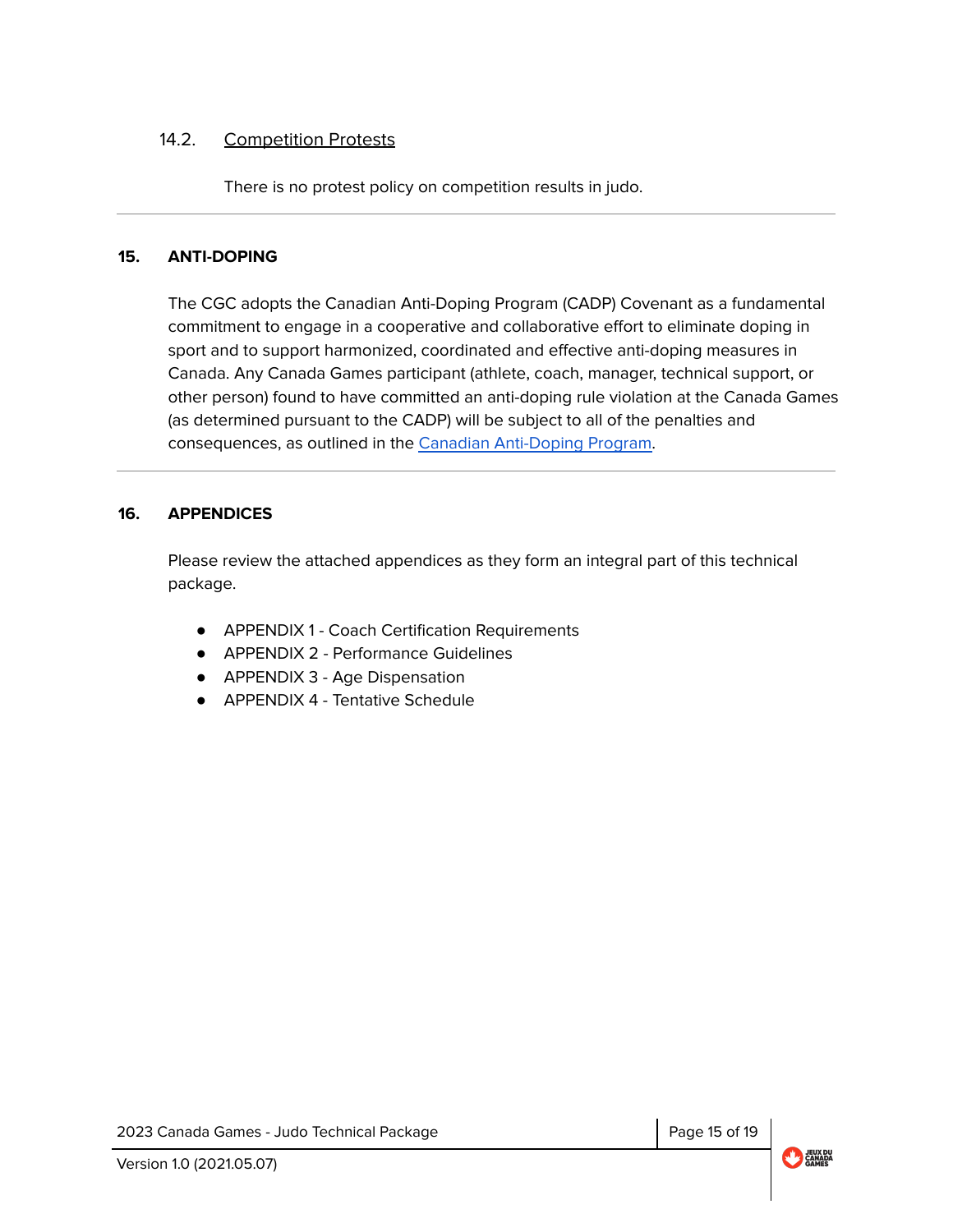### 14.2. Competition Protests

There is no protest policy on competition results in judo.

---

## 15. ANTI-DOPING

The CGC adopts the Canadian Anti-Doping Program (CADP) Covenant as a fundamental commitment to engage in a cooperative and collaborative effort to eliminate doping in sport and to support harmonized, coordinated and effective anti-doping measures in Canada. Any Canada Games participant (athlete, coach, manager, technical support, or other person) found to have committed an anti-doping rule violation at the Canada Games (as determined pursuant to the CADP) will be subject to all of the penalties and consequences, as outlined in the Canadian Anti-Doping Program.

---

## 16. APPENDICES

Please review the attached appendices as they form an integral part of this technical package.

- APPENDIX 1 - Coach Certification Requirements
- APPENDIX 2 - Performance Guidelines
- APPENDIX 3 - Age Dispensation
- APPENDIX 4 - Tentative Schedule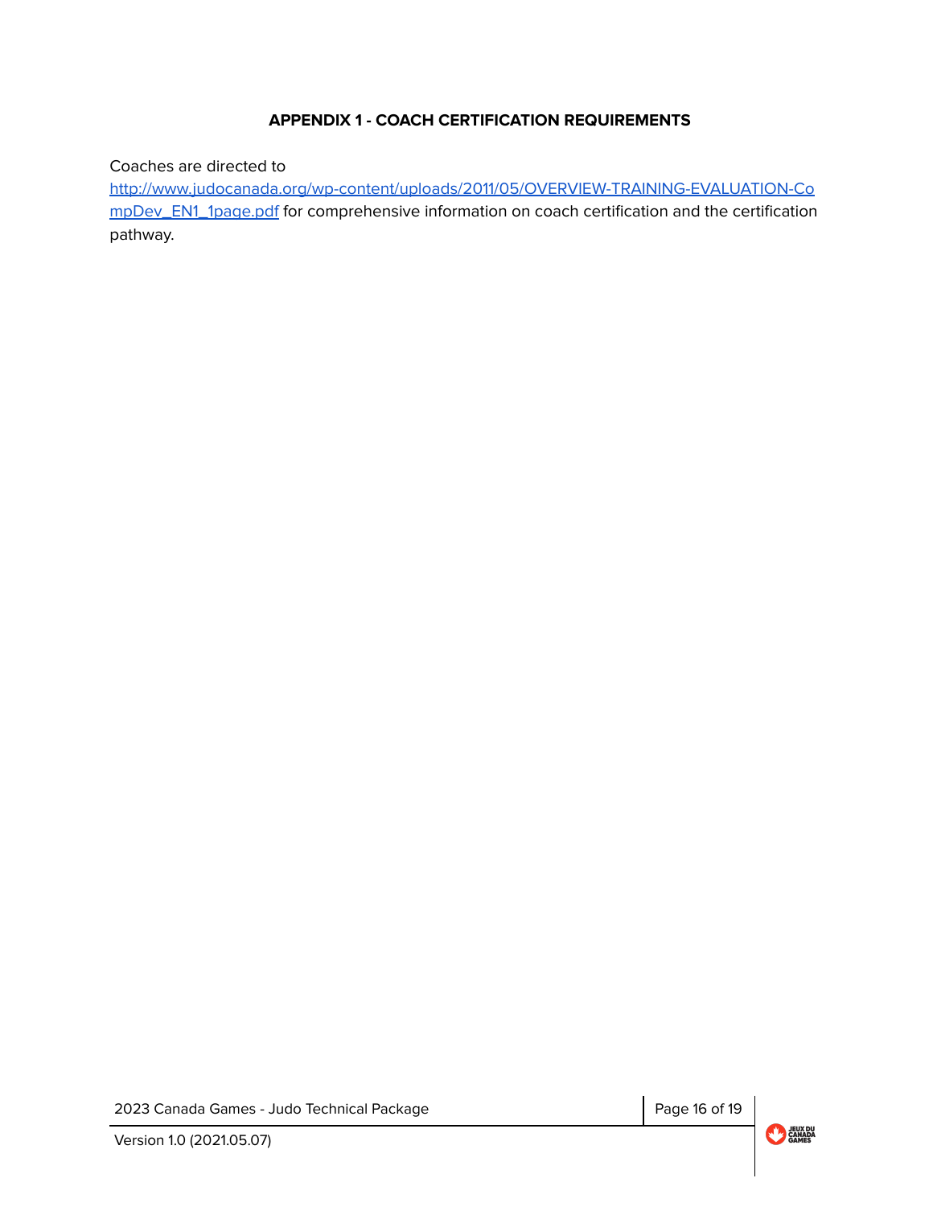# APPENDIX 1 - COACH CERTIFICATION REQUIREMENTS

Coaches are directed to [http://www.judocanada.org/wp-content/uploads/2011/05/OVERVIEW-TRAINING-EVALUATION-CompDev_EN1_1page.pdf](http://www.judocanada.org/wp-content/uploads/2011/05/OVERVIEW-TRAINING-EVALUATION-CompDev_EN1_1page.pdf) for comprehensive information on coach certification and the certification pathway.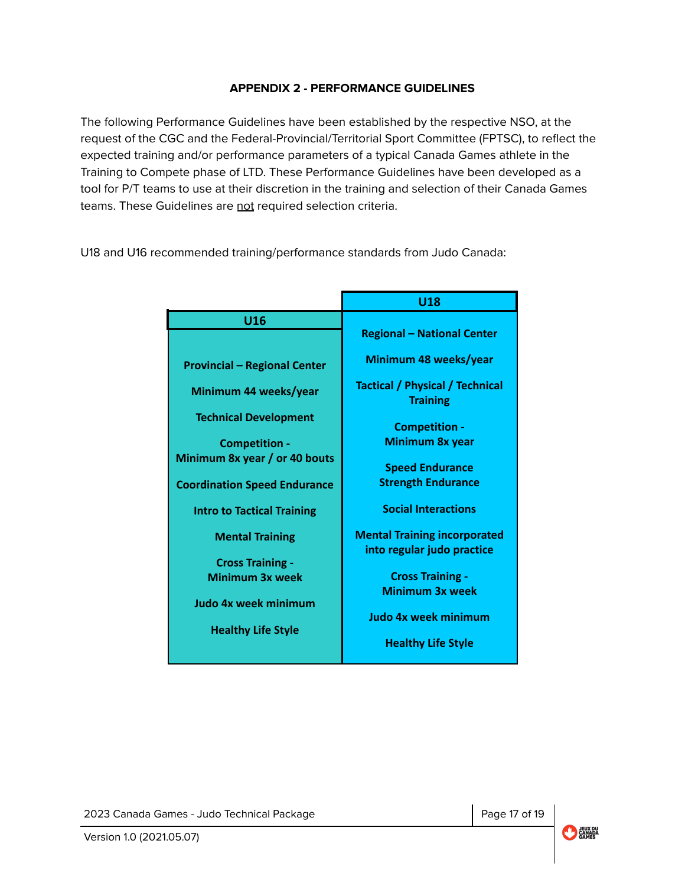## APPENDIX 2 - PERFORMANCE GUIDELINES

The following Performance Guidelines have been established by the respective NSO, at the request of the CGC and the Federal-Provincial/Territorial Sport Committee (FPTSC), to reflect the expected training and/or performance parameters of a typical Canada Games athlete in the Training to Compete phase of LTD. These Performance Guidelines have been developed as a tool for P/T teams to use at their discretion in the training and selection of their Canada Games teams. These Guidelines are <u>not</u> required selection criteria.

U18 and U16 recommended training/performance standards from Judo Canada:

| U16 | U18 |
|---|---|
| Provincial – Regional Center | Regional – National Center |
| Minimum 44 weeks/year | Minimum 48 weeks/year |
| Technical Development | Tactical / Physical / Technical Training |
| Competition - Minimum 8x year / or 40 bouts | Competition - Minimum 8x year |
| Coordination Speed Endurance | Speed Endurance Strength Endurance |
| Intro to Tactical Training | Social Interactions |
| Mental Training | Mental Training incorporated into regular judo practice |
| Cross Training - Minimum 3x week | Cross Training - Minimum 3x week |
| Judo 4x week minimum | Judo 4x week minimum |
| Healthy Life Style | Healthy Life Style |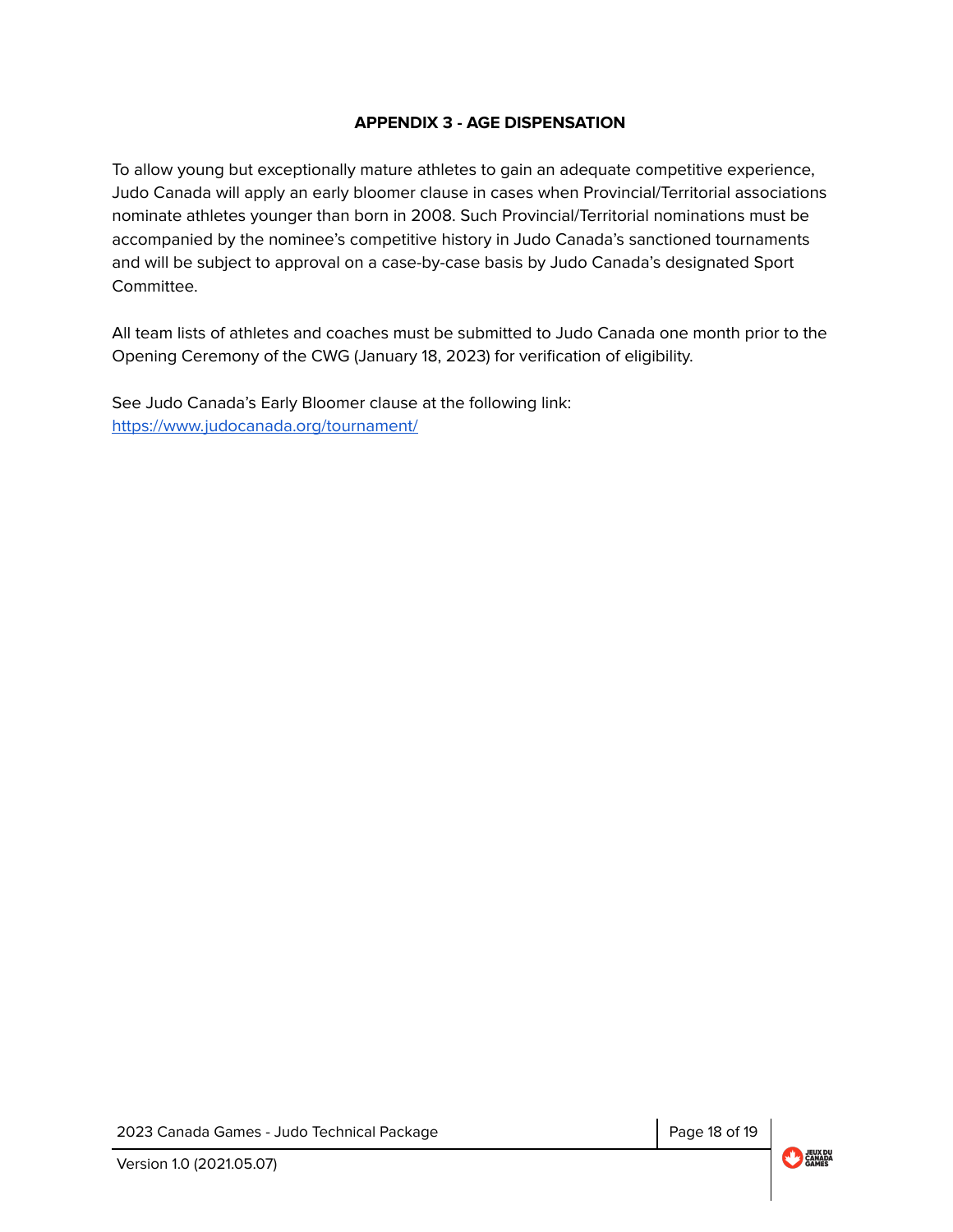## APPENDIX 3 - AGE DISPENSATION

To allow young but exceptionally mature athletes to gain an adequate competitive experience, Judo Canada will apply an early bloomer clause in cases when Provincial/Territorial associations nominate athletes younger than born in 2008. Such Provincial/Territorial nominations must be accompanied by the nominee's competitive history in Judo Canada's sanctioned tournaments and will be subject to approval on a case-by-case basis by Judo Canada's designated Sport Committee.

All team lists of athletes and coaches must be submitted to Judo Canada one month prior to the Opening Ceremony of the CWG (January 18, 2023) for verification of eligibility.

See Judo Canada's Early Bloomer clause at the following link:
[https://www.judocanada.org/tournament/](https://www.judocanada.org/tournament/)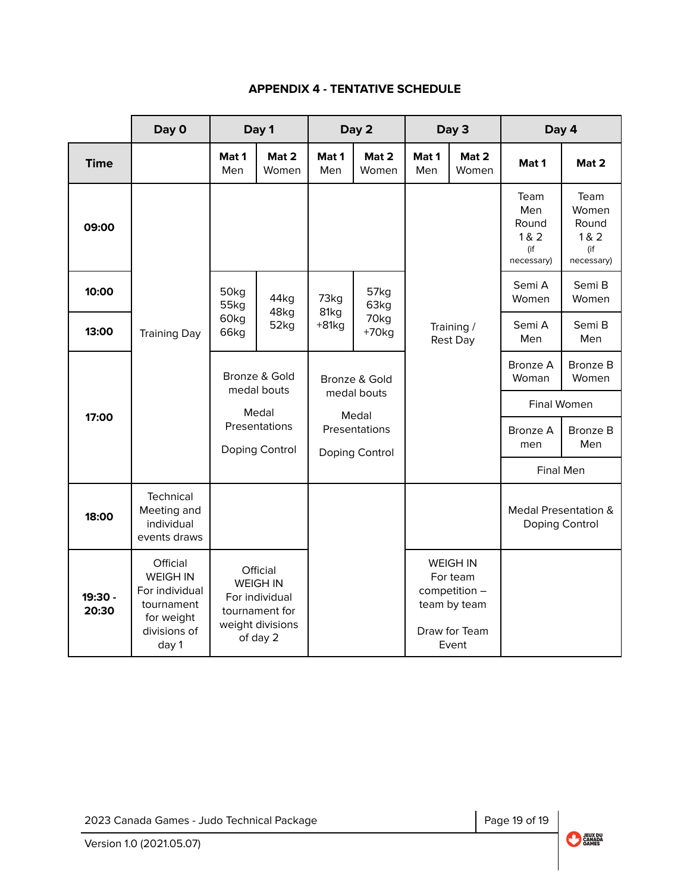## APPENDIX 4 - TENTATIVE SCHEDULE

| | Day 0 | Day 1 | | Day 2 | | Day 3 | | Day 4 | |
|---|---|---|---|---|---|---|---|---|---|
| **Time** | | **Mat 1** Men | **Mat 2** Women | **Mat 1** Men | **Mat 2** Women | **Mat 1** Men | **Mat 2** Women | **Mat 1** | **Mat 2** |
| **09:00** | Training Day | | | | | Training / Rest Day | | Team Men Round 1 & 2 (if necessary) | Team Women Round 1 & 2 (if necessary) |
| **10:00** | | 50kg 55kg 60kg 66kg | 44kg 48kg 52kg | 73kg 81kg +81kg | 57kg 63kg 70kg +70kg | | | Semi A Women | Semi B Women |
| **13:00** | | | | | | | | Semi A Men | Semi B Men |
| **17:00** | | Bronze & Gold medal bouts<br>Medal Presentations<br>Doping Control | | Bronze & Gold medal bouts<br>Medal Presentations<br>Doping Control | | | | Bronze A Woman | Bronze B Women |
| | | | | | | | | Final Women | |
| | | | | | | | | Bronze A men | Bronze B Men |
| | | | | | | | | Final Men | |
| **18:00** | Technical Meeting and individual events draws | | | | | | | Medal Presentation & Doping Control | |
| **19:30 - 20:30** | Official WEIGH IN For individual tournament for weight divisions of day 1 | Official WEIGH IN For individual tournament for weight divisions of day 2 | | | | WEIGH IN For team competition – team by team<br>Draw for Team Event | | | |